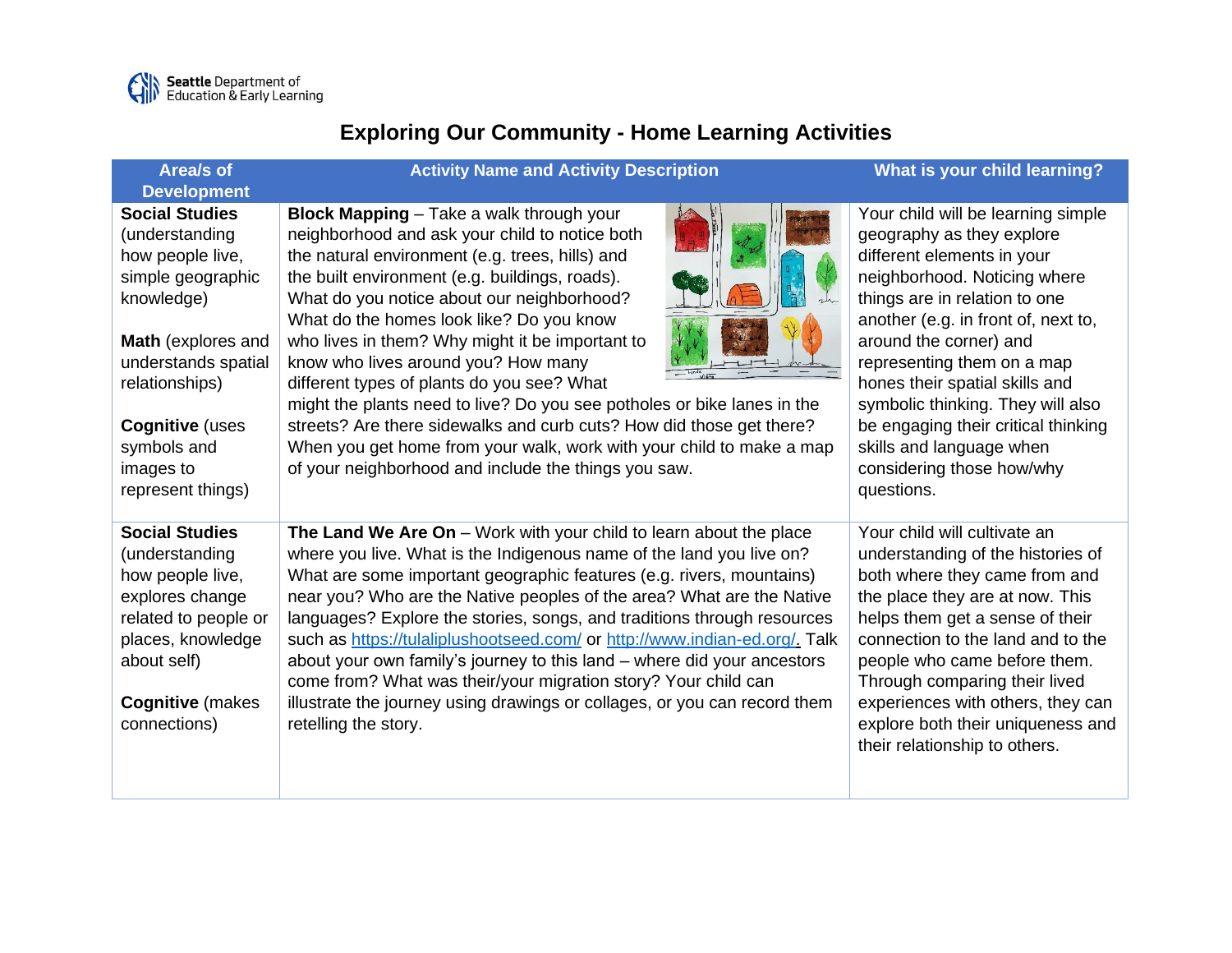Seattle Department of Education & Early Learning

# Exploring Our Community - Home Learning Activities

| Area/s of Development | Activity Name and Activity Description | What is your child learning? |
|---|---|---|
| **Social Studies** (understanding how people live, simple geographic knowledge)<br><br>**Math** (explores and understands spatial relationships)<br><br>**Cognitive** (uses symbols and images to represent things) | **Block Mapping** – Take a walk through your neighborhood and ask your child to notice both the natural environment (e.g. trees, hills) and the built environment (e.g. buildings, roads). What do you notice about our neighborhood? What do the homes look like? Do you know who lives in them? Why might it be important to know who lives around you? How many different types of plants do you see? What might the plants need to live? Do you see potholes or bike lanes in the streets? Are there sidewalks and curb cuts? How did those get there? When you get home from your walk, work with your child to make a map of your neighborhood and include the things you saw. | Your child will be learning simple geography as they explore different elements in your neighborhood. Noticing where things are in relation to one another (e.g. in front of, next to, around the corner) and representing them on a map hones their spatial skills and symbolic thinking. They will also be engaging their critical thinking skills and language when considering those how/why questions. |
| **Social Studies** (understanding how people live, explores change related to people or places, knowledge about self)<br><br>**Cognitive** (makes connections) | **The Land We Are On** – Work with your child to learn about the place where you live. What is the Indigenous name of the land you live on? What are some important geographic features (e.g. rivers, mountains) near you? Who are the Native peoples of the area? What are the Native languages? Explore the stories, songs, and traditions through resources such as https://tulaliplushootseed.com/ or http://www.indian-ed.org/. Talk about your own family's journey to this land – where did your ancestors come from? What was their/your migration story? Your child can illustrate the journey using drawings or collages, or you can record them retelling the story. | Your child will cultivate an understanding of the histories of both where they came from and the place they are at now. This helps them get a sense of their connection to the land and to the people who came before them. Through comparing their lived experiences with others, they can explore both their uniqueness and their relationship to others. |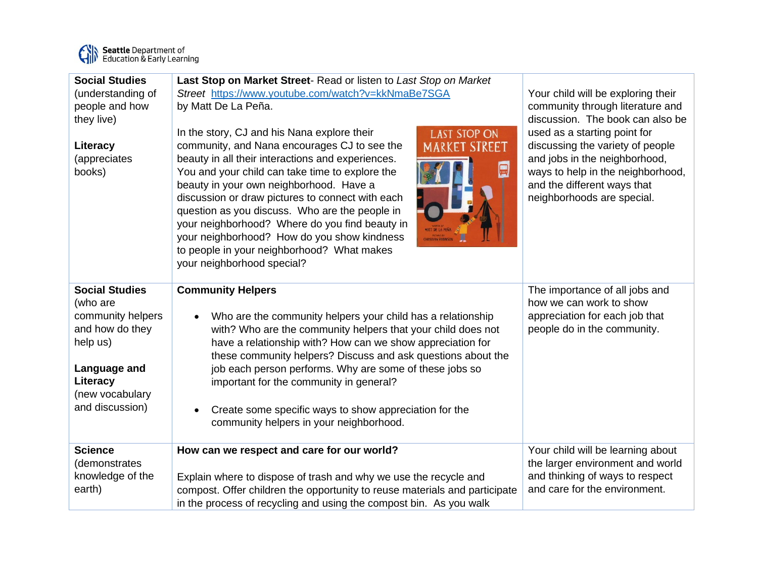| | | |
|---|---|---|
| **Social Studies** (understanding of people and how they live)<br><br>**Literacy** (appreciates books) | **Last Stop on Market Street**- Read or listen to *Last Stop on Market Street* [https://www.youtube.com/watch?v=kkNmaBe7SGA](https://www.youtube.com/watch?v=kkNmaBe7SGA) by Matt De La Peña.<br><br>In the story, CJ and his Nana explore their community, and Nana encourages CJ to see the beauty in all their interactions and experiences. You and your child can take time to explore the beauty in your own neighborhood. Have a discussion or draw pictures to connect with each question as you discuss. Who are the people in your neighborhood? Where do you find beauty in your neighborhood? How do you show kindness to people in your neighborhood? What makes your neighborhood special? | Your child will be exploring their community through literature and discussion. The book can also be used as a starting point for discussing the variety of people and jobs in the neighborhood, ways to help in the neighborhood, and the different ways that neighborhoods are special. |
| **Social Studies** (who are community helpers and how do they help us)<br><br>**Language and Literacy** (new vocabulary and discussion) | **Community Helpers**<br><br>• Who are the community helpers your child has a relationship with? Who are the community helpers that your child does not have a relationship with? How can we show appreciation for these community helpers? Discuss and ask questions about the job each person performs. Why are some of these jobs so important for the community in general?<br><br>• Create some specific ways to show appreciation for the community helpers in your neighborhood. | The importance of all jobs and how we can work to show appreciation for each job that people do in the community. |
| **Science** (demonstrates knowledge of the earth) | **How can we respect and care for our world?**<br><br>Explain where to dispose of trash and why we use the recycle and compost. Offer children the opportunity to reuse materials and participate in the process of recycling and using the compost bin. As you walk | Your child will be learning about the larger environment and world and thinking of ways to respect and care for the environment. |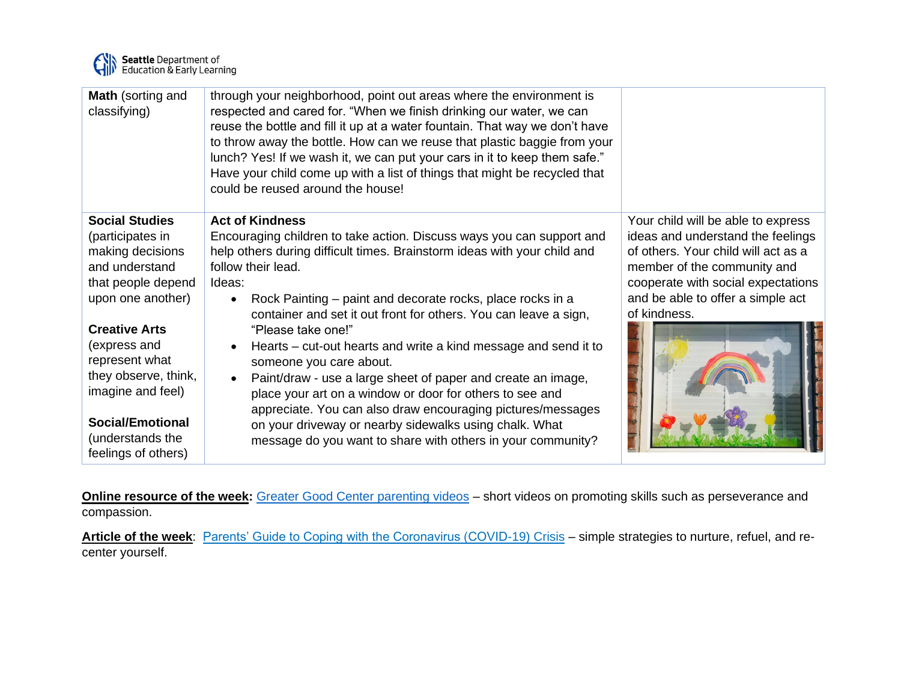| | | |
|---|---|---|
| **Math** (sorting and classifying) | through your neighborhood, point out areas where the environment is respected and cared for. "When we finish drinking our water, we can reuse the bottle and fill it up at a water fountain. That way we don't have to throw away the bottle. How can we reuse that plastic baggie from your lunch? Yes! If we wash it, we can put your cars in it to keep them safe." Have your child come up with a list of things that might be recycled that could be reused around the house! | |
| **Social Studies** (participates in making decisions and understand that people depend upon one another)<br><br>**Creative Arts** (express and represent what they observe, think, imagine and feel)<br><br>**Social/Emotional** (understands the feelings of others) | **Act of Kindness**<br>Encouraging children to take action. Discuss ways you can support and help others during difficult times. Brainstorm ideas with your child and follow their lead.<br>Ideas:<br>• Rock Painting – paint and decorate rocks, place rocks in a container and set it out front for others. You can leave a sign, "Please take one!"<br>• Hearts – cut-out hearts and write a kind message and send it to someone you care about.<br>• Paint/draw - use a large sheet of paper and create an image, place your art on a window or door for others to see and appreciate. You can also draw encouraging pictures/messages on your driveway or nearby sidewalks using chalk. What message do you want to share with others in your community? | Your child will be able to express ideas and understand the feelings of others. Your child will act as a member of the community and cooperate with social expectations and be able to offer a simple act of kindness. |

**Online resource of the week:** Greater Good Center parenting videos – short videos on promoting skills such as perseverance and compassion.

**Article of the week**: Parents' Guide to Coping with the Coronavirus (COVID-19) Crisis – simple strategies to nurture, refuel, and re-center yourself.